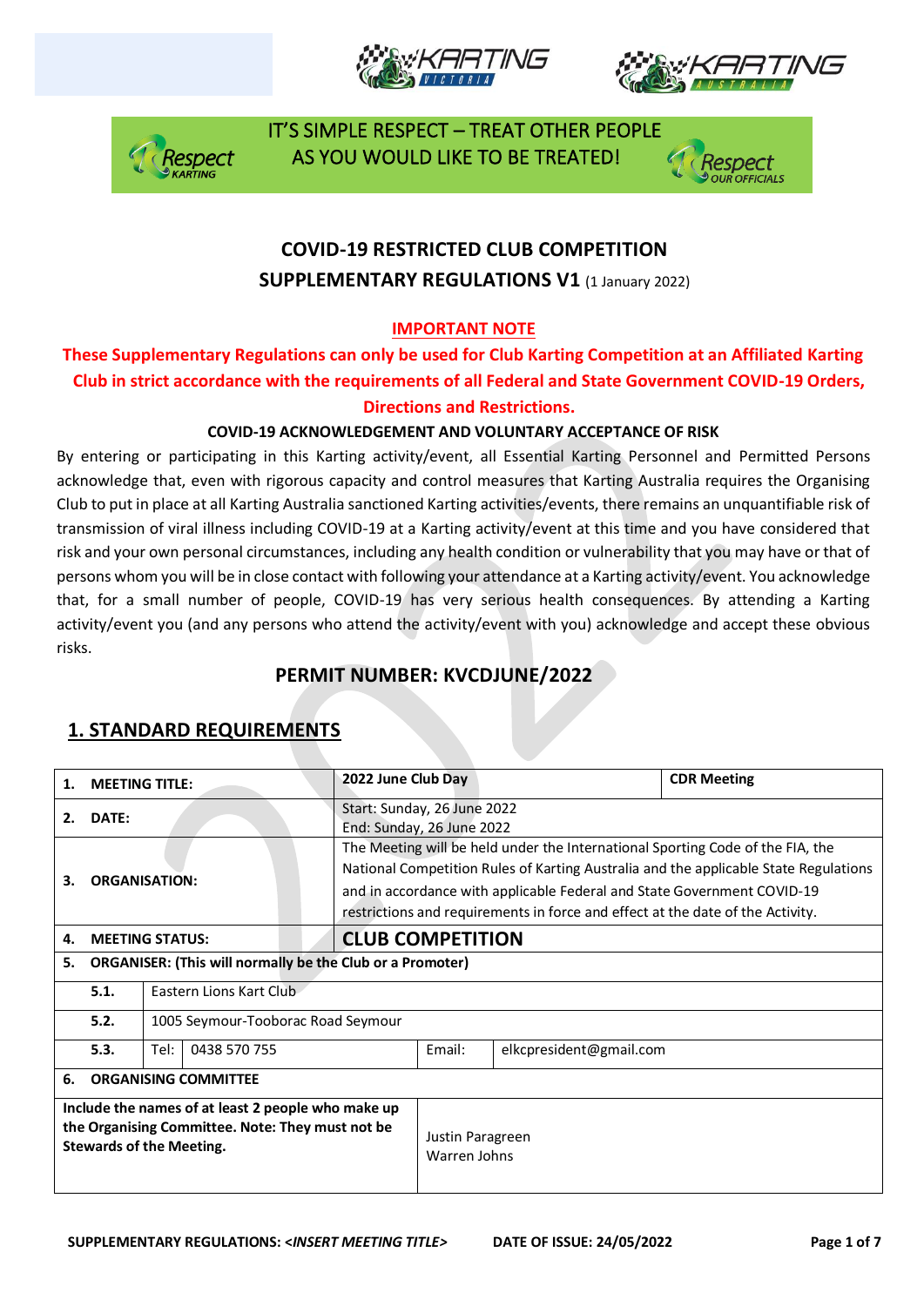IT'S SIMPLE RESPECT – TREAT OTHER PEOPLE AS YOU WOULD LIKE TO BE TREATED!

# COVID-19 RESTRICTED CLUB COMPETITION SUPPLEMENTARY REGULATIONS V1 (1 January 2022)

**IMPORTANT NOTE**

**These Supplementary Regulations can only be used for Club Karting Competition at an Affiliated Karting Club in strict accordance with the requirements of all Federal and State Government COVID-19 Orders, Directions and Restrictions.**

**COVID-19 ACKNOWLEDGEMENT AND VOLUNTARY ACCEPTANCE OF RISK**

By entering or participating in this Karting activity/event, all Essential Karting Personnel and Permitted Persons acknowledge that, even with rigorous capacity and control measures that Karting Australia requires the Organising Club to put in place at all Karting Australia sanctioned Karting activities/events, there remains an unquantifiable risk of transmission of viral illness including COVID-19 at a Karting activity/event at this time and you have considered that risk and your own personal circumstances, including any health condition or vulnerability that you may have or that of persons whom you will be in close contact with following your attendance at a Karting activity/event. You acknowledge that, for a small number of people, COVID-19 has very serious health consequences. By attending a Karting activity/event you (and any persons who attend the activity/event with you) acknowledge and accept these obvious risks.

## PERMIT NUMBER: KVCDJUNE/2022

## 1. STANDARD REQUIREMENTS

| | | | | | |
|---|---|---|---|---|---|
| **1.** | **MEETING TITLE:** | | **2022 June Club Day** | | **CDR Meeting** |
| **2.** | **DATE:** | | Start: Sunday, 26 June 2022<br>End: Sunday, 26 June 2022 | | |
| **3.** | **ORGANISATION:** | | The Meeting will be held under the International Sporting Code of the FIA, the National Competition Rules of Karting Australia and the applicable State Regulations and in accordance with applicable Federal and State Government COVID-19 restrictions and requirements in force and effect at the date of the Activity. | | |
| **4.** | **MEETING STATUS:** | | **CLUB COMPETITION** | | |
| **5.** | **ORGANISER: (This will normally be the Club or a Promoter)** | | | | |
| | **5.1.** | Eastern Lions Kart Club | | | |
| | **5.2.** | 1005 Seymour-Tooborac Road Seymour | | | |
| | **5.3.** | Tel: 0438 570 755 | Email: | elkcpresident@gmail.com | |
| **6.** | **ORGANISING COMMITTEE** | | | | |
| **Include the names of at least 2 people who make up the Organising Committee. Note: They must not be Stewards of the Meeting.** | | | Justin Paragreen<br>Warren Johns | | |

SUPPLEMENTARY REGULATIONS: <*INSERT MEETING TITLE*> DATE OF ISSUE: 24/05/2022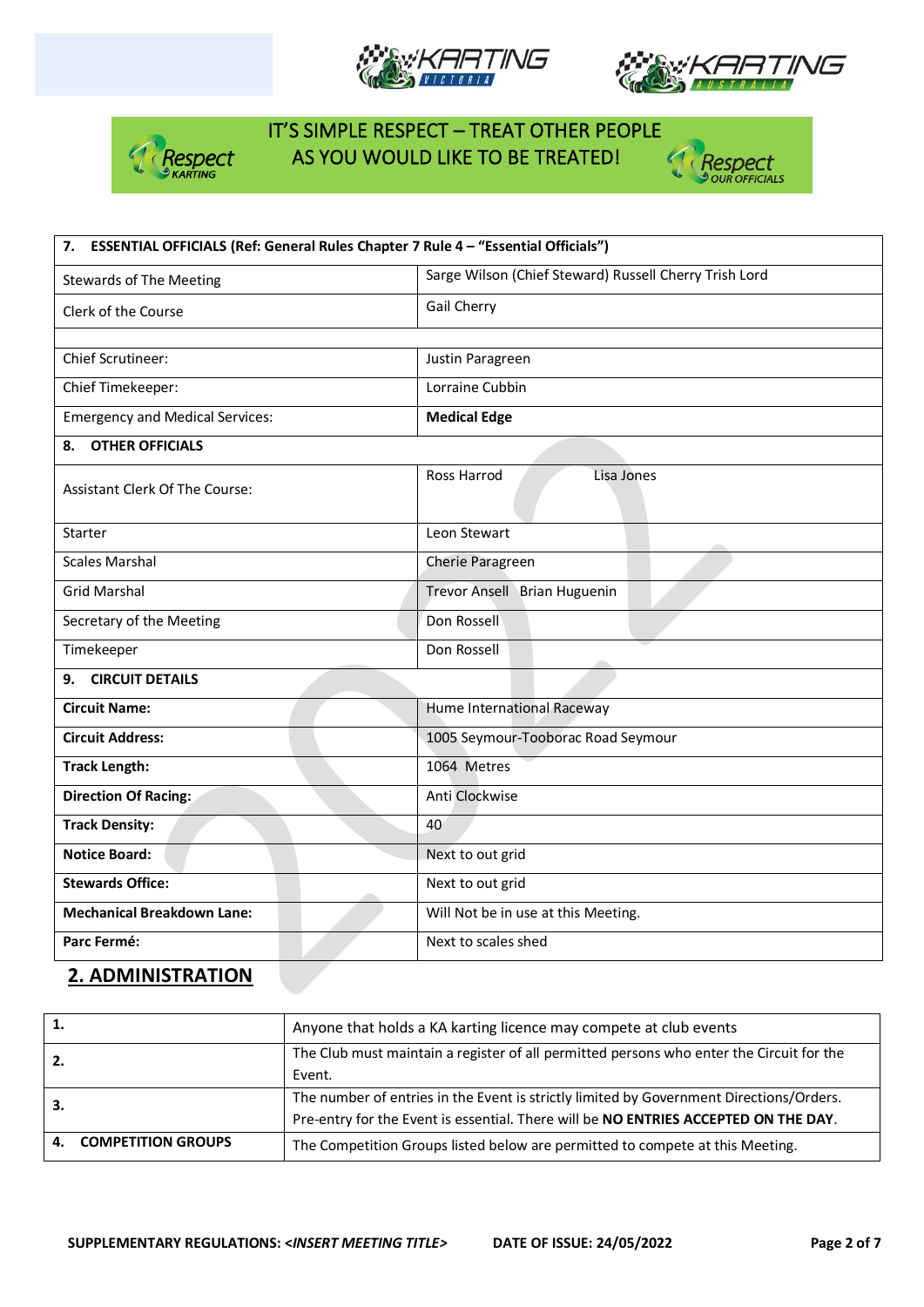IT'S SIMPLE RESPECT – TREAT OTHER PEOPLE AS YOU WOULD LIKE TO BE TREATED!

| **7. ESSENTIAL OFFICIALS (Ref: General Rules Chapter 7 Rule 4 – "Essential Officials")** | |
|---|---|
| Stewards of The Meeting | Sarge Wilson (Chief Steward) Russell Cherry Trish Lord |
| Clerk of the Course | Gail Cherry |
| | |
| Chief Scrutineer: | Justin Paragreen |
| Chief Timekeeper: | Lorraine Cubbin |
| Emergency and Medical Services: | **Medical Edge** |
| **8. OTHER OFFICIALS** | |
| Assistant Clerk Of The Course: | Ross Harrod Lisa Jones |
| Starter | Leon Stewart |
| Scales Marshal | Cherie Paragreen |
| Grid Marshal | Trevor Ansell Brian Huguenin |
| Secretary of the Meeting | Don Rossell |
| Timekeeper | Don Rossell |
| **9. CIRCUIT DETAILS** | |
| **Circuit Name:** | Hume International Raceway |
| **Circuit Address:** | 1005 Seymour-Tooborac Road Seymour |
| **Track Length:** | 1064 Metres |
| **Direction Of Racing:** | Anti Clockwise |
| **Track Density:** | 40 |
| **Notice Board:** | Next to out grid |
| **Stewards Office:** | Next to out grid |
| **Mechanical Breakdown Lane:** | Will Not be in use at this Meeting. |
| **Parc Fermé:** | Next to scales shed |

## 2. ADMINISTRATION

| | |
|---|---|
| **1.** | Anyone that holds a KA karting licence may compete at club events |
| **2.** | The Club must maintain a register of all permitted persons who enter the Circuit for the Event. |
| **3.** | The number of entries in the Event is strictly limited by Government Directions/Orders. Pre-entry for the Event is essential. There will be **NO ENTRIES ACCEPTED ON THE DAY**. |
| **4. COMPETITION GROUPS** | The Competition Groups listed below are permitted to compete at this Meeting. |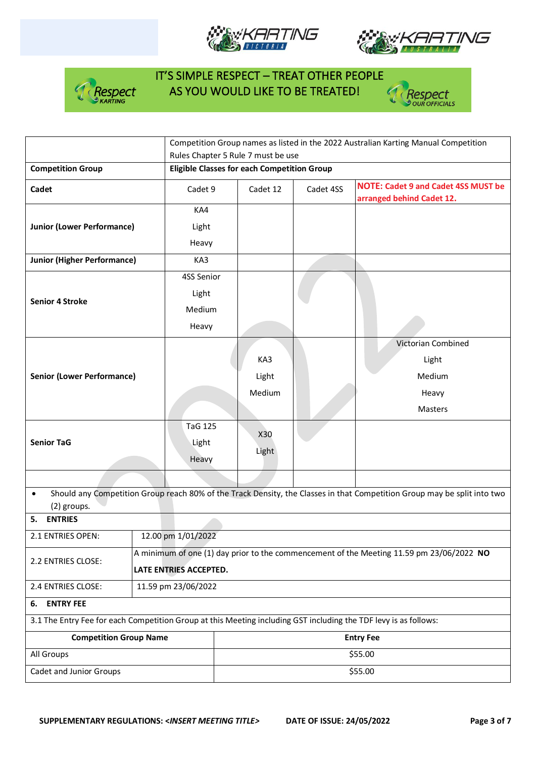**IT'S SIMPLE RESPECT – TREAT OTHER PEOPLE AS YOU WOULD LIKE TO BE TREATED!**

| | Competition Group names as listed in the 2022 Australian Karting Manual Competition Rules Chapter 5 Rule 7 must be use | | | |
|---|---|---|---|---|
| **Competition Group** | **Eligible Classes for each Competition Group** | | | |
| **Cadet** | Cadet 9 | Cadet 12 | Cadet 4SS | **NOTE: Cadet 9 and Cadet 4SS MUST be arranged behind Cadet 12.** |
| **Junior (Lower Performance)** | KA4<br>Light<br>Heavy | | | |
| **Junior (Higher Performance)** | KA3 | | | |
| **Senior 4 Stroke** | 4SS Senior<br>Light<br>Medium<br>Heavy | | | |
| **Senior (Lower Performance)** | | KA3<br>Light<br>Medium | | Victorian Combined<br>Light<br>Medium<br>Heavy<br>Masters |
| **Senior TaG** | TaG 125<br>Light<br>Heavy | X30<br>Light | | |
| | | | | |

- Should any Competition Group reach 80% of the Track Density, the Classes in that Competition Group may be split into two (2) groups.

## 5. ENTRIES

| | |
|---|---|
| 2.1 ENTRIES OPEN: | 12.00 pm 1/01/2022 |
| 2.2 ENTRIES CLOSE: | A minimum of one (1) day prior to the commencement of the Meeting 11.59 pm 23/06/2022 **NO LATE ENTRIES ACCEPTED.** |
| 2.4 ENTRIES CLOSE: | 11.59 pm 23/06/2022 |

## 6. ENTRY FEE

3.1 The Entry Fee for each Competition Group at this Meeting including GST including the TDF levy is as follows:

| Competition Group Name | Entry Fee |
|---|---|
| All Groups | $55.00 |
| Cadet and Junior Groups | $55.00 |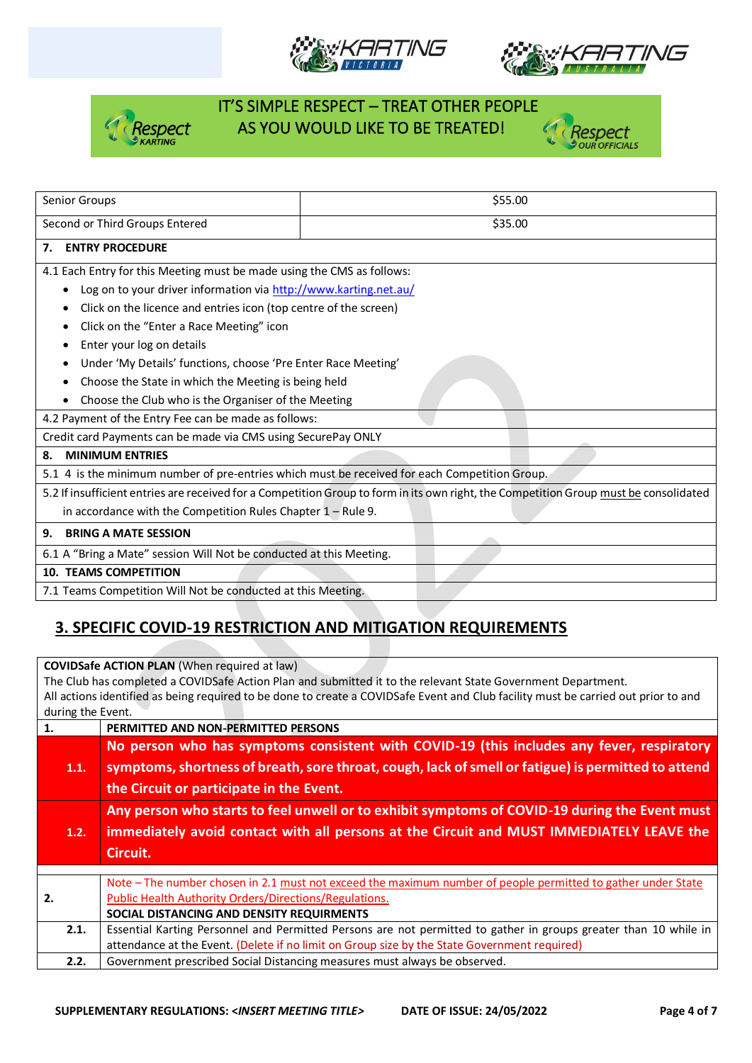IT'S SIMPLE RESPECT – TREAT OTHER PEOPLE AS YOU WOULD LIKE TO BE TREATED!

| Senior Groups | $55.00 |
|---|---|
| Second or Third Groups Entered | $35.00 |

**7. ENTRY PROCEDURE**

4.1 Each Entry for this Meeting must be made using the CMS as follows:

- Log on to your driver information via http://www.karting.net.au/
- Click on the licence and entries icon (top centre of the screen)
- Click on the "Enter a Race Meeting" icon
- Enter your log on details
- Under 'My Details' functions, choose 'Pre Enter Race Meeting'
- Choose the State in which the Meeting is being held
- Choose the Club who is the Organiser of the Meeting

4.2 Payment of the Entry Fee can be made as follows:

Credit card Payments can be made via CMS using SecurePay ONLY

**8. MINIMUM ENTRIES**

5.1 4 is the minimum number of pre-entries which must be received for each Competition Group.

5.2 If insufficient entries are received for a Competition Group to form in its own right, the Competition Group must be consolidated in accordance with the Competition Rules Chapter 1 – Rule 9.

**9. BRING A MATE SESSION**

6.1 A "Bring a Mate" session Will Not be conducted at this Meeting.

**10. TEAMS COMPETITION**

7.1 Teams Competition Will Not be conducted at this Meeting.

## 3. SPECIFIC COVID-19 RESTRICTION AND MITIGATION REQUIREMENTS

**COVIDSafe ACTION PLAN** (When required at law)
The Club has completed a COVIDSafe Action Plan and submitted it to the relevant State Government Department.
All actions identified as being required to be done to create a COVIDSafe Event and Club facility must be carried out prior to and during the Event.

| | |
|---|---|
| **1.** | **PERMITTED AND NON-PERMITTED PERSONS** |
| **1.1.** | **No person who has symptoms consistent with COVID-19 (this includes any fever, respiratory symptoms, shortness of breath, sore throat, cough, lack of smell or fatigue) is permitted to attend the Circuit or participate in the Event.** |
| **1.2.** | **Any person who starts to feel unwell or to exhibit symptoms of COVID-19 during the Event must immediately avoid contact with all persons at the Circuit and MUST IMMEDIATELY LEAVE the Circuit.** |
| | |
| **2.** | Note – The number chosen in 2.1 must not exceed the maximum number of people permitted to gather under State Public Health Authority Orders/Directions/Regulations. **SOCIAL DISTANCING AND DENSITY REQUIRMENTS** |
| **2.1.** | Essential Karting Personnel and Permitted Persons are not permitted to gather in groups greater than 10 while in attendance at the Event. (Delete if no limit on Group size by the State Government required) |
| **2.2.** | Government prescribed Social Distancing measures must always be observed. |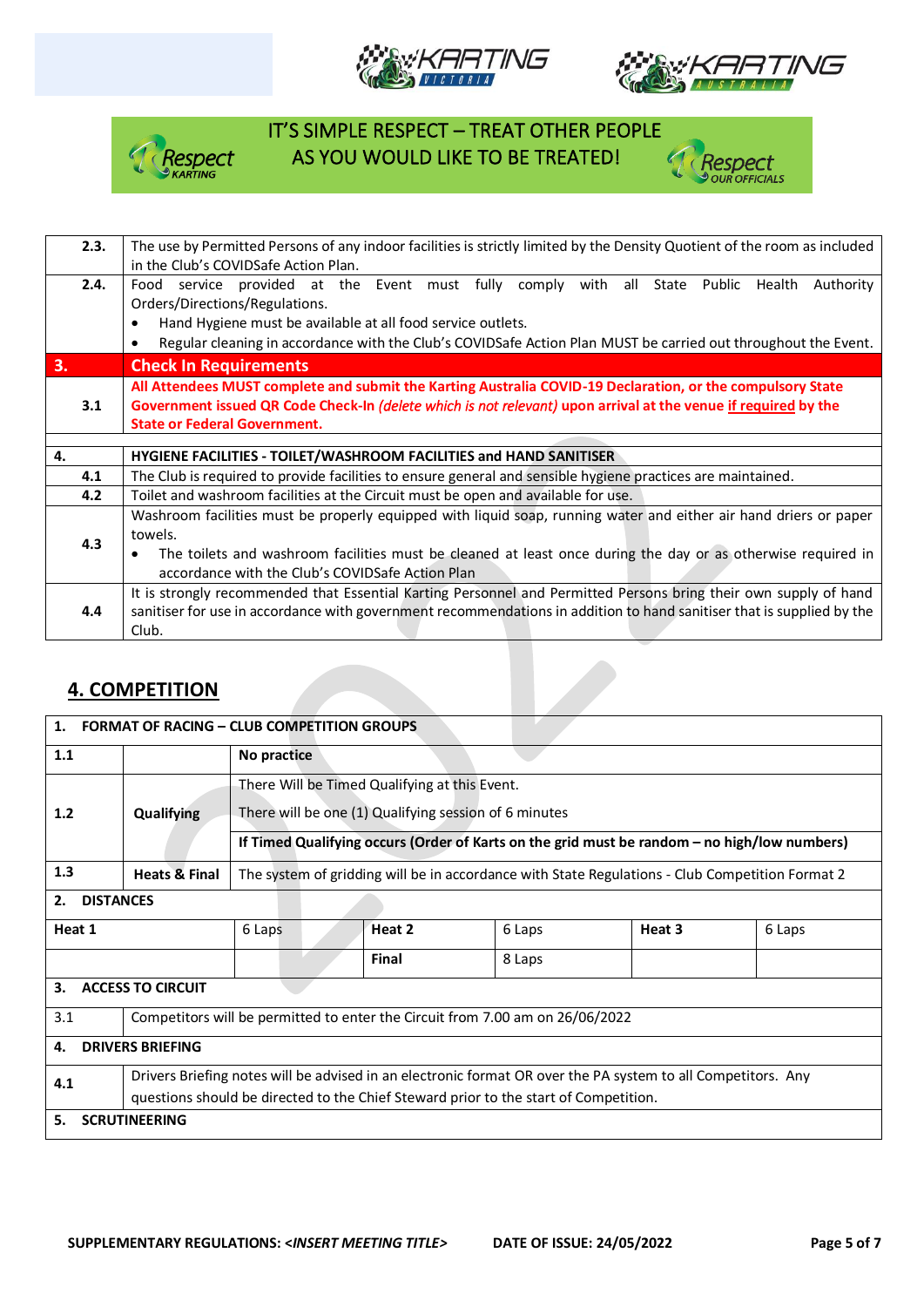IT'S SIMPLE RESPECT – TREAT OTHER PEOPLE AS YOU WOULD LIKE TO BE TREATED!

| | |
|---|---|
| **2.3.** | The use by Permitted Persons of any indoor facilities is strictly limited by the Density Quotient of the room as included in the Club's COVIDSafe Action Plan. |
| **2.4.** | Food service provided at the Event must fully comply with all State Public Health Authority Orders/Directions/Regulations.<br>• Hand Hygiene must be available at all food service outlets.<br>• Regular cleaning in accordance with the Club's COVIDSafe Action Plan MUST be carried out throughout the Event. |
| **3.** | **Check In Requirements** |
| **3.1** | **All Attendees MUST complete and submit the Karting Australia COVID-19 Declaration, or the compulsory State Government issued QR Code Check-In** ***(delete which is not relevant)*** **upon arrival at the venue** **<u>if required</u>** **by the State or Federal Government.** |
| | |
| **4.** | **HYGIENE FACILITIES - TOILET/WASHROOM FACILITIES and HAND SANITISER** |
| **4.1** | The Club is required to provide facilities to ensure general and sensible hygiene practices are maintained. |
| **4.2** | Toilet and washroom facilities at the Circuit must be open and available for use. |
| **4.3** | Washroom facilities must be properly equipped with liquid soap, running water and either air hand driers or paper towels.<br>• The toilets and washroom facilities must be cleaned at least once during the day or as otherwise required in accordance with the Club's COVIDSafe Action Plan |
| **4.4** | It is strongly recommended that Essential Karting Personnel and Permitted Persons bring their own supply of hand sanitiser for use in accordance with government recommendations in addition to hand sanitiser that is supplied by the Club. |

## 4. COMPETITION

| | | | | | |
|---|---|---|---|---|---|
| **1. FORMAT OF RACING – CLUB COMPETITION GROUPS** | | | | | |
| **1.1** | | **No practice** | | | |
| **1.2** | **Qualifying** | There Will be Timed Qualifying at this Event.<br>There will be one (1) Qualifying session of 6 minutes<br>**If Timed Qualifying occurs (Order of Karts on the grid must be random – no high/low numbers)** | | | |
| **1.3** | **Heats & Final** | The system of gridding will be in accordance with State Regulations - Club Competition Format 2 | | | |
| **2. DISTANCES** | | | | | |
| **Heat 1** | 6 Laps | **Heat 2** | 6 Laps | **Heat 3** | 6 Laps |
| | | **Final** | 8 Laps | | |
| **3. ACCESS TO CIRCUIT** | | | | | |
| 3.1 | Competitors will be permitted to enter the Circuit from 7.00 am on 26/06/2022 | | | | |
| **4. DRIVERS BRIEFING** | | | | | |
| **4.1** | Drivers Briefing notes will be advised in an electronic format OR over the PA system to all Competitors. Any questions should be directed to the Chief Steward prior to the start of Competition. | | | | |
| **5. SCRUTINEERING** | | | | | |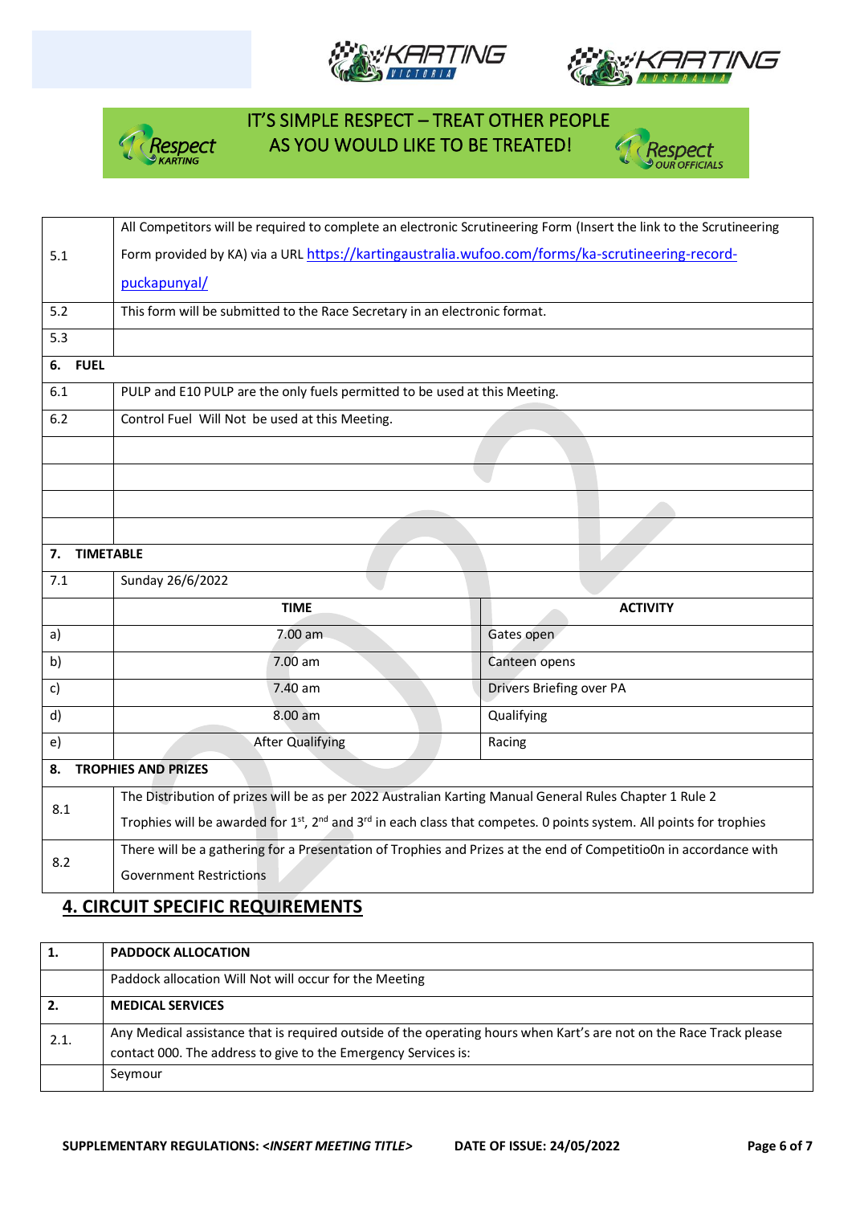IT'S SIMPLE RESPECT – TREAT OTHER PEOPLE AS YOU WOULD LIKE TO BE TREATED!

| | |
|---|---|
| 5.1 | All Competitors will be required to complete an electronic Scrutineering Form (Insert the link to the Scrutineering Form provided by KA) via a URL https://kartingaustralia.wufoo.com/forms/ka-scrutineering-record-puckapunyal/ |
| 5.2 | This form will be submitted to the Race Secretary in an electronic format. |
| 5.3 | |
| **6. FUEL** | |
| 6.1 | PULP and E10 PULP are the only fuels permitted to be used at this Meeting. |
| 6.2 | Control Fuel Will Not be used at this Meeting. |
| | |
| | |
| | |
| | |

| | | |
|---|---|---|
| **7. TIMETABLE** | | |
| 7.1 | Sunday 26/6/2022 | |
| | **TIME** | **ACTIVITY** |
| a) | 7.00 am | Gates open |
| b) | 7.00 am | Canteen opens |
| c) | 7.40 am | Drivers Briefing over PA |
| d) | 8.00 am | Qualifying |
| e) | After Qualifying | Racing |

| | |
|---|---|
| **8. TROPHIES AND PRIZES** | |
| 8.1 | The Distribution of prizes will be as per 2022 Australian Karting Manual General Rules Chapter 1 Rule 2<br>Trophies will be awarded for 1st, 2nd and 3rd in each class that competes. 0 points system. All points for trophies |
| 8.2 | There will be a gathering for a Presentation of Trophies and Prizes at the end of Competitio0n in accordance with Government Restrictions |

## 4. CIRCUIT SPECIFIC REQUIREMENTS

| | |
|---|---|
| **1.** | **PADDOCK ALLOCATION** |
| | Paddock allocation Will Not will occur for the Meeting |
| **2.** | **MEDICAL SERVICES** |
| 2.1. | Any Medical assistance that is required outside of the operating hours when Kart's are not on the Race Track please contact 000. The address to give to the Emergency Services is: |
| | Seymour |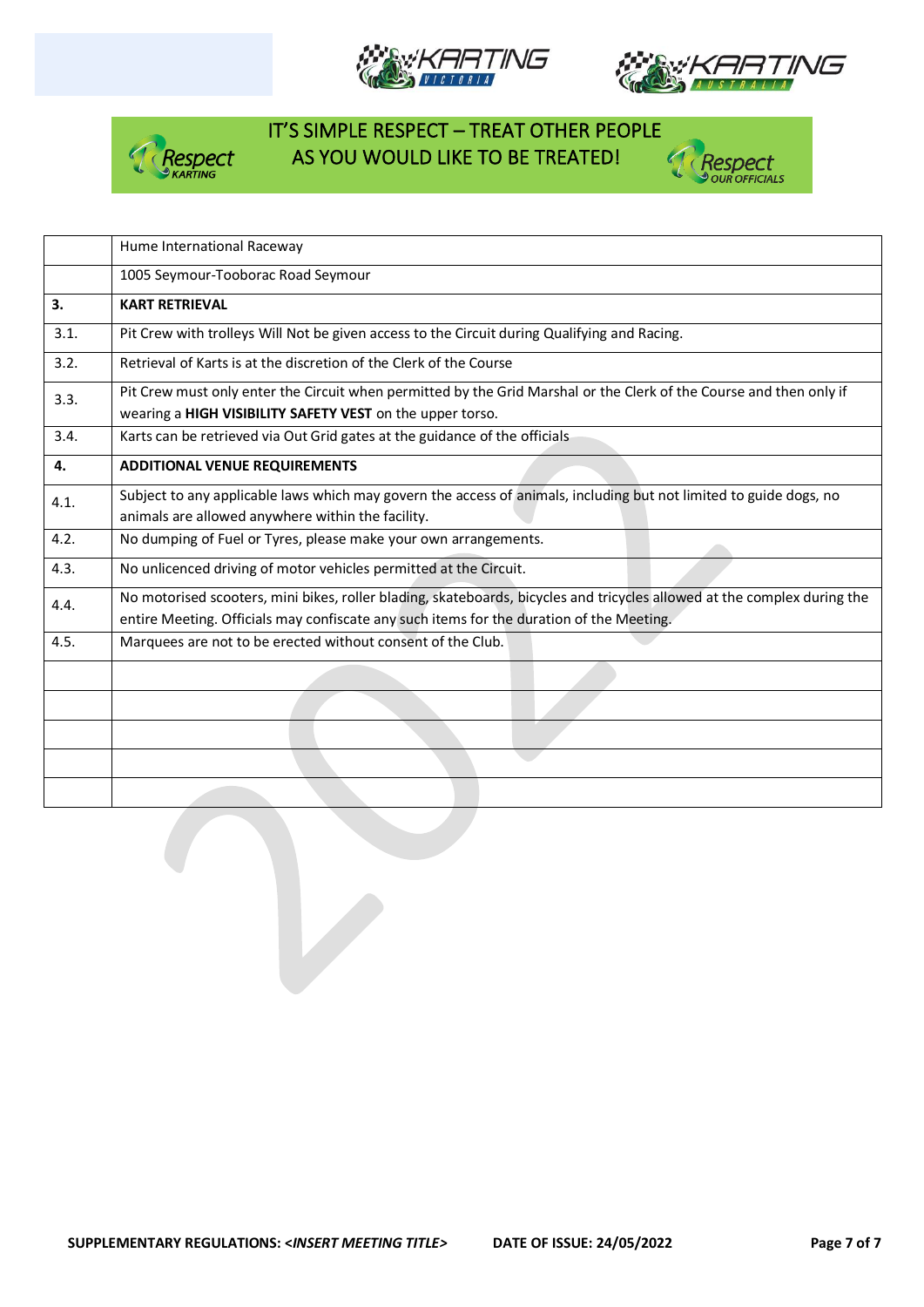IT'S SIMPLE RESPECT – TREAT OTHER PEOPLE AS YOU WOULD LIKE TO BE TREATED!

| | |
|---|---|
| | Hume International Raceway |
| | 1005 Seymour-Tooborac Road Seymour |
| **3.** | **KART RETRIEVAL** |
| 3.1. | Pit Crew with trolleys Will Not be given access to the Circuit during Qualifying and Racing. |
| 3.2. | Retrieval of Karts is at the discretion of the Clerk of the Course |
| 3.3. | Pit Crew must only enter the Circuit when permitted by the Grid Marshal or the Clerk of the Course and then only if wearing a **HIGH VISIBILITY SAFETY VEST** on the upper torso. |
| 3.4. | Karts can be retrieved via Out Grid gates at the guidance of the officials |
| **4.** | **ADDITIONAL VENUE REQUIREMENTS** |
| 4.1. | Subject to any applicable laws which may govern the access of animals, including but not limited to guide dogs, no animals are allowed anywhere within the facility. |
| 4.2. | No dumping of Fuel or Tyres, please make your own arrangements. |
| 4.3. | No unlicenced driving of motor vehicles permitted at the Circuit. |
| 4.4. | No motorised scooters, mini bikes, roller blading, skateboards, bicycles and tricycles allowed at the complex during the entire Meeting. Officials may confiscate any such items for the duration of the Meeting. |
| 4.5. | Marquees are not to be erected without consent of the Club. |
| | |
| | |
| | |
| | |
| | |